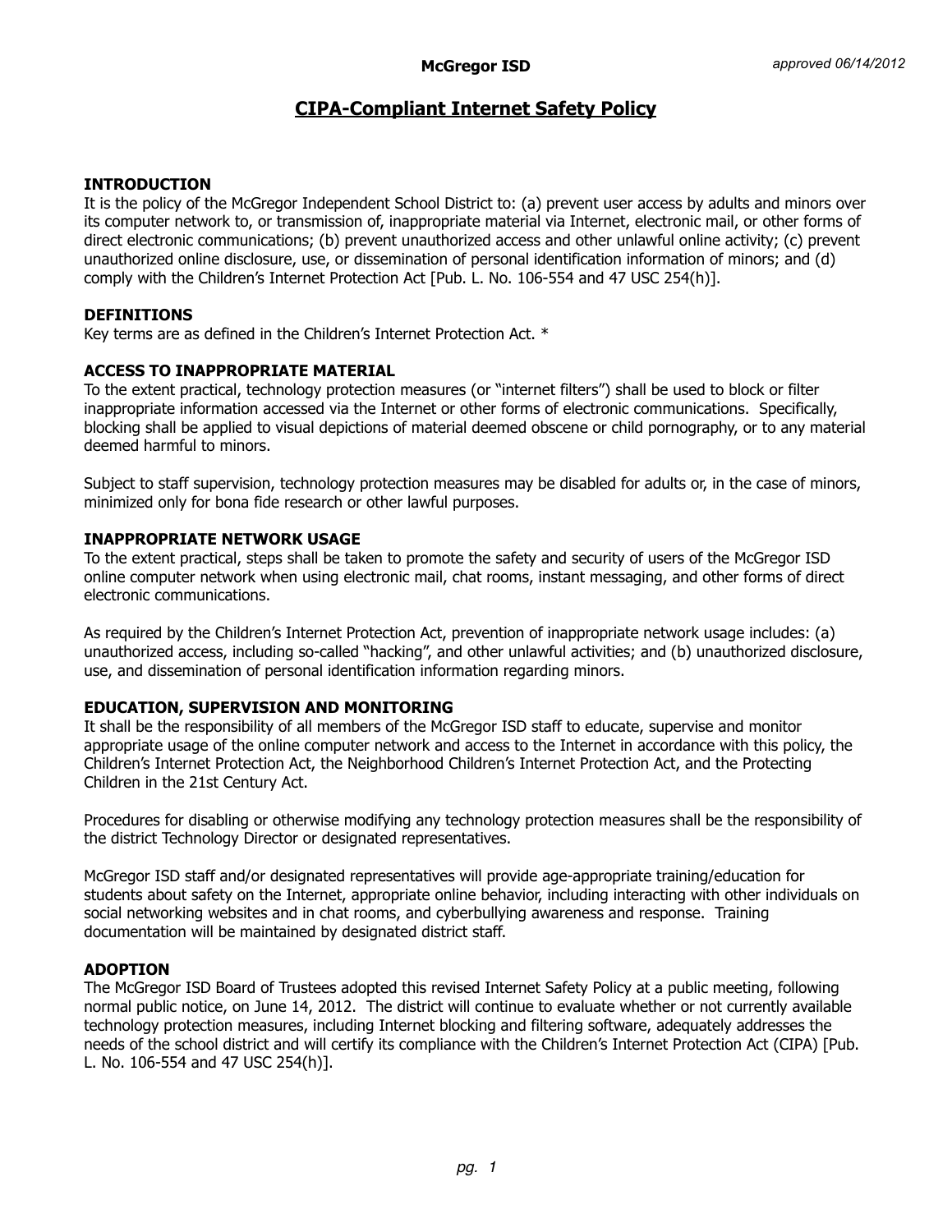McGregor ISD

*approved 06/14/2012*

# CIPA-Compliant Internet Safety Policy

## INTRODUCTION

It is the policy of the McGregor Independent School District to: (a) prevent user access by adults and minors over its computer network to, or transmission of, inappropriate material via Internet, electronic mail, or other forms of direct electronic communications; (b) prevent unauthorized access and other unlawful online activity; (c) prevent unauthorized online disclosure, use, or dissemination of personal identification information of minors; and (d) comply with the Children's Internet Protection Act [Pub. L. No. 106-554 and 47 USC 254(h)].

## DEFINITIONS

Key terms are as defined in the Children's Internet Protection Act. *

## ACCESS TO INAPPROPRIATE MATERIAL

To the extent practical, technology protection measures (or "internet filters") shall be used to block or filter inappropriate information accessed via the Internet or other forms of electronic communications. Specifically, blocking shall be applied to visual depictions of material deemed obscene or child pornography, or to any material deemed harmful to minors.

Subject to staff supervision, technology protection measures may be disabled for adults or, in the case of minors, minimized only for bona fide research or other lawful purposes.

## INAPPROPRIATE NETWORK USAGE

To the extent practical, steps shall be taken to promote the safety and security of users of the McGregor ISD online computer network when using electronic mail, chat rooms, instant messaging, and other forms of direct electronic communications.

As required by the Children's Internet Protection Act, prevention of inappropriate network usage includes: (a) unauthorized access, including so-called "hacking", and other unlawful activities; and (b) unauthorized disclosure, use, and dissemination of personal identification information regarding minors.

## EDUCATION, SUPERVISION AND MONITORING

It shall be the responsibility of all members of the McGregor ISD staff to educate, supervise and monitor appropriate usage of the online computer network and access to the Internet in accordance with this policy, the Children's Internet Protection Act, the Neighborhood Children's Internet Protection Act, and the Protecting Children in the 21st Century Act.

Procedures for disabling or otherwise modifying any technology protection measures shall be the responsibility of the district Technology Director or designated representatives.

McGregor ISD staff and/or designated representatives will provide age-appropriate training/education for students about safety on the Internet, appropriate online behavior, including interacting with other individuals on social networking websites and in chat rooms, and cyberbullying awareness and response. Training documentation will be maintained by designated district staff.

## ADOPTION

The McGregor ISD Board of Trustees adopted this revised Internet Safety Policy at a public meeting, following normal public notice, on June 14, 2012. The district will continue to evaluate whether or not currently available technology protection measures, including Internet blocking and filtering software, adequately addresses the needs of the school district and will certify its compliance with the Children's Internet Protection Act (CIPA) [Pub. L. No. 106-554 and 47 USC 254(h)].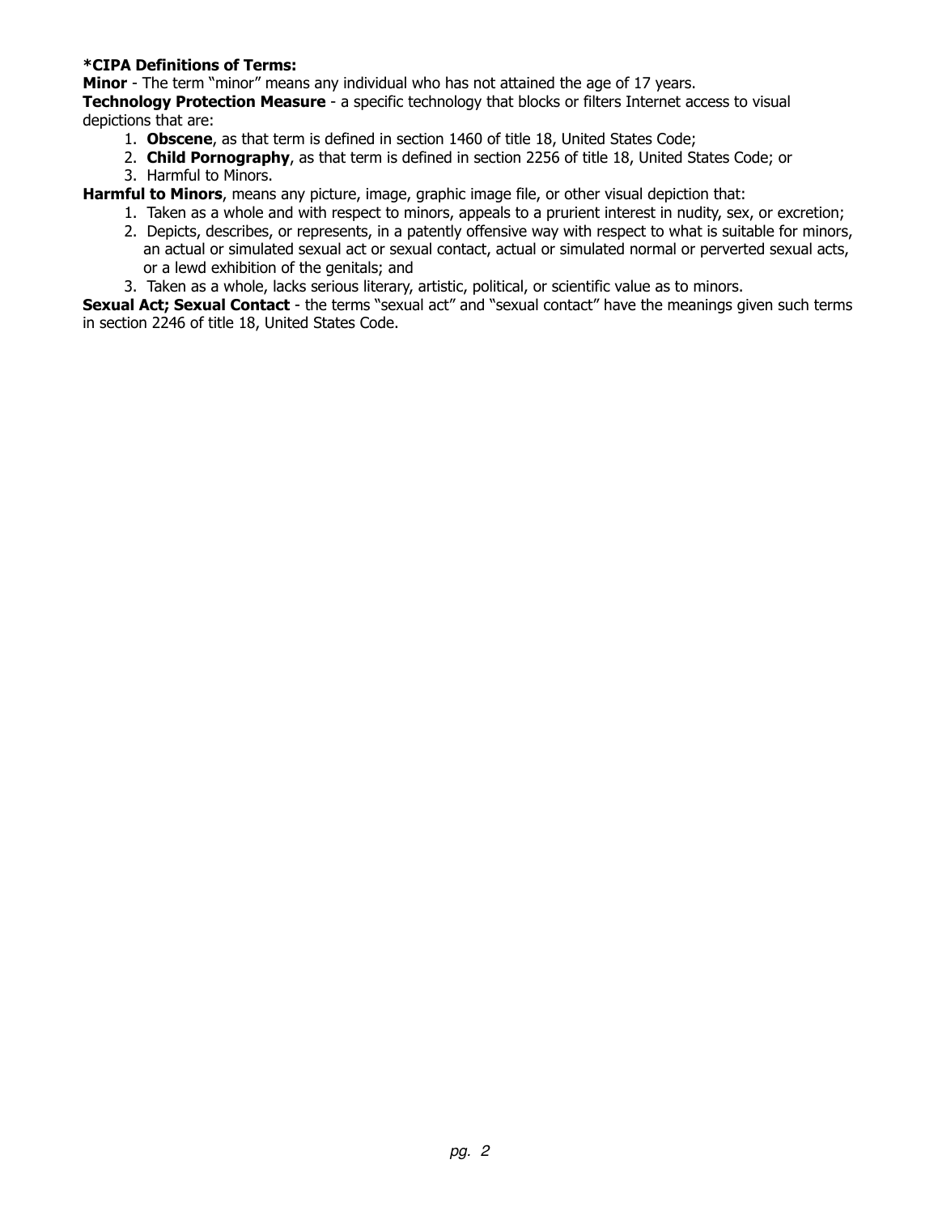**\*CIPA Definitions of Terms:**

**Minor** - The term "minor" means any individual who has not attained the age of 17 years.

**Technology Protection Measure** - a specific technology that blocks or filters Internet access to visual depictions that are:

1. **Obscene**, as that term is defined in section 1460 of title 18, United States Code;
2. **Child Pornography**, as that term is defined in section 2256 of title 18, United States Code; or
3. Harmful to Minors.

**Harmful to Minors**, means any picture, image, graphic image file, or other visual depiction that:

1. Taken as a whole and with respect to minors, appeals to a prurient interest in nudity, sex, or excretion;
2. Depicts, describes, or represents, in a patently offensive way with respect to what is suitable for minors, an actual or simulated sexual act or sexual contact, actual or simulated normal or perverted sexual acts, or a lewd exhibition of the genitals; and
3. Taken as a whole, lacks serious literary, artistic, political, or scientific value as to minors.

**Sexual Act; Sexual Contact** - the terms "sexual act" and "sexual contact" have the meanings given such terms in section 2246 of title 18, United States Code.